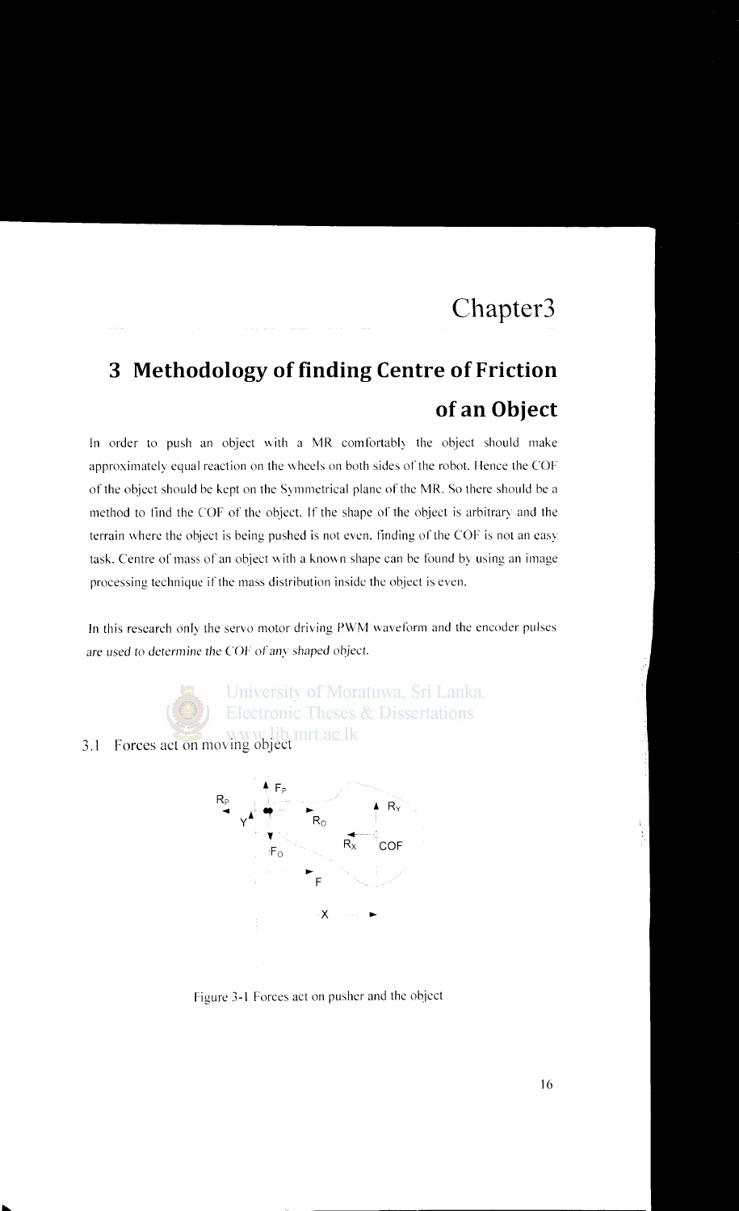# Chapter3

# 3 Methodology of finding Centre of Friction of an Object

In order to push an object with a MR comfortably the object should make approximately equal reaction on the wheels on both sides of the robot. Hence the COF of the object should be kept on the Symmetrical plane of the MR. So there should be a method to find the COF of the object. If the shape of the object is arbitrary and the terrain where the object is being pushed is not even, finding of the COF is not an easy task. Centre of mass of an object with a known shape can be found by using an image processing technique if the mass distribution inside the object is even.

In this research only the servo motor driving PWM waveform and the encoder pulses are used to determine the COF of any shaped object.

## 3.1 Forces act on moving object

Figure 3-1 Forces act on pusher and the object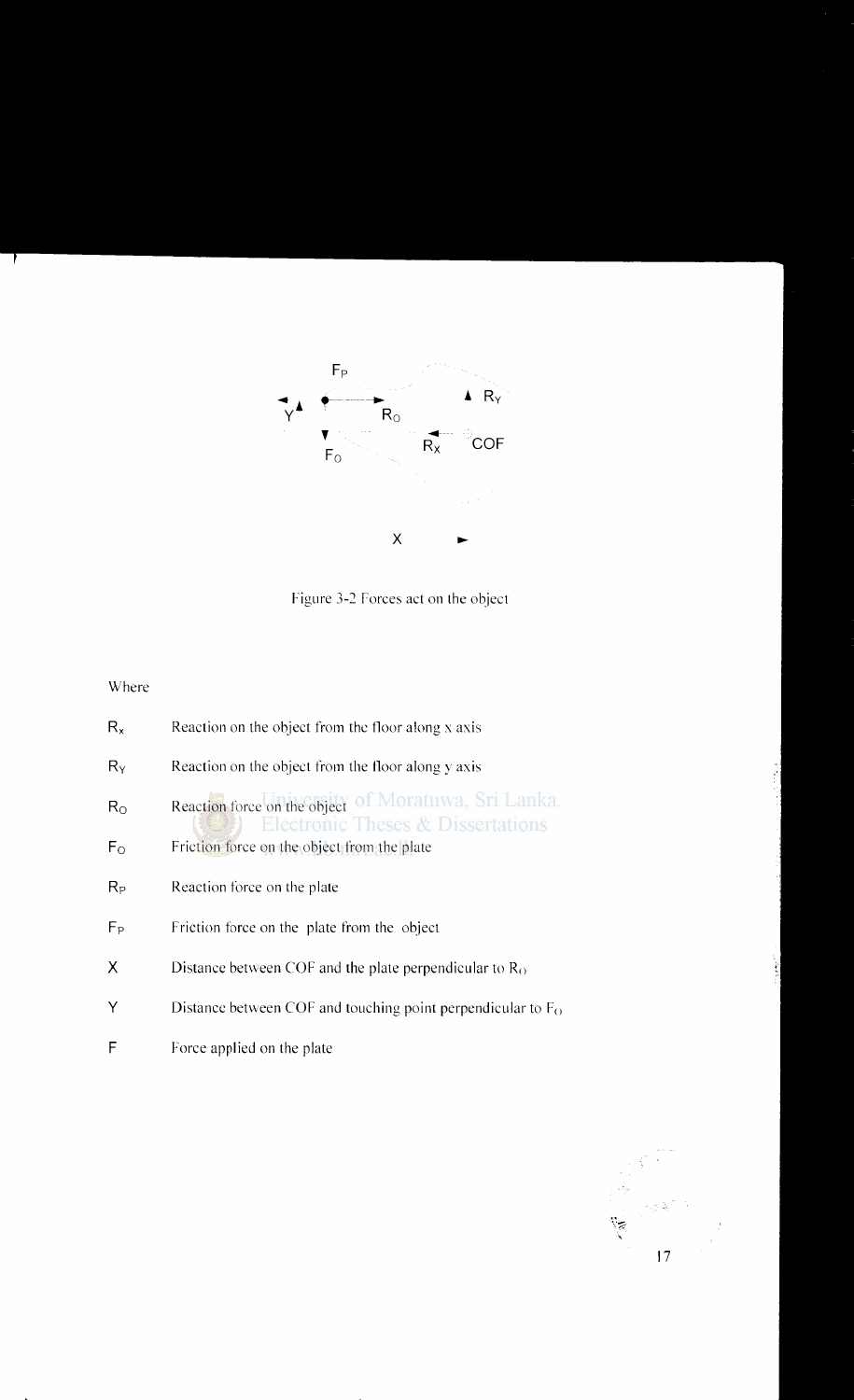$F_P$

$Y$ $R_O$ $R_Y$

$F_O$ $R_X$ COF

$X$

Figure 3-2 Forces act on the object

Where

| | |
|---|---|
| $R_x$ | Reaction on the object from the floor along x axis |
| $R_Y$ | Reaction on the object from the floor along y axis |
| $R_O$ | Reaction force on the object |
| $F_O$ | Friction force on the object from the plate |
| $R_P$ | Reaction force on the plate |
| $F_P$ | Friction force on the plate from the object |
| X | Distance between COF and the plate perpendicular to $R_O$ |
| Y | Distance between COF and touching point perpendicular to $F_O$ |
| F | Force applied on the plate |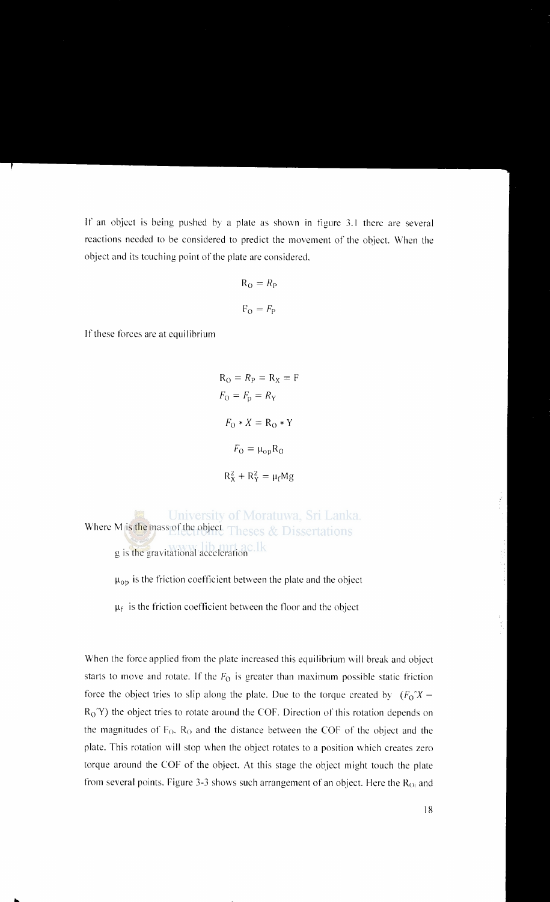If an object is being pushed by a plate as shown in figure 3.1 there are several reactions needed to be considered to predict the movement of the object. When the object and its touching point of the plate are considered,

$$R_O = R_P$$

$$F_O = F_P$$

If these forces are at equilibrium

$$R_O = R_P = R_X = F$$

$$F_O = F_p = R_Y$$

$$F_O * X = R_O * Y$$

$$F_O = \mu_{op} R_O$$

$$R_X^2 + R_Y^2 = \mu_f Mg$$

Where M is the mass of the object

g is the gravitational acceleration

$\mu_{op}$ is the friction coefficient between the plate and the object

$\mu_f$ is the friction coefficient between the floor and the object

When the force applied from the plate increased this equilibrium will break and object starts to move and rotate. If the $F_O$ is greater than maximum possible static friction force the object tries to slip along the plate. Due to the torque created by $(F_O{}^*X - R_O{}^*Y)$ the object tries to rotate around the COF. Direction of this rotation depends on the magnitudes of $F_O$, $R_O$ and the distance between the COF of the object and the plate. This rotation will stop when the object rotates to a position which creates zero torque around the COF of the object. At this stage the object might touch the plate from several points. Figure 3-3 shows such arrangement of an object. Here the $R_{Oi}$ and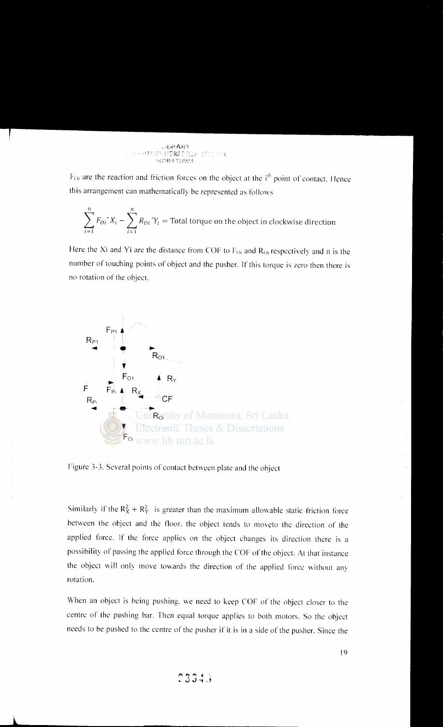$F_{Oi}$ are the reaction and friction forces on the object at the $i^{th}$ point of contact. Hence this arrangement can mathematically be represented as follows

$$\sum_{i=1}^{n} F_{Oi} {}^{\wedge} X_i - \sum_{i=1}^{n} R_{Oi} {}^{\wedge} Y_i = \text{Total torque on the object in clockwise direction}$$

Here the Xi and Yi are the distance from COF to $F_{Oi}$ and $R_{Oi}$ respectively and n is the number of touching points of object and the pusher. If this torque is zero then there is no rotation of the object.

Figure 3-3. Several points of contact between plate and the object

Similarly if the $R_X^2 + R_Y^2$ is greater than the maximum allowable static friction force between the object and the floor, the object tends to moveto the direction of the applied force. If the force applies on the object changes its direction there is a possibility of passing the applied force through the COF of the object. At that instance the object will only move towards the direction of the applied force without any rotation.

When an object is being pushing, we need to keep COF of the object closer to the centre of the pushing bar. Then equal torque applies to both motors. So the object needs to be pushed to the centre of the pusher if it is in a side of the pusher. Since the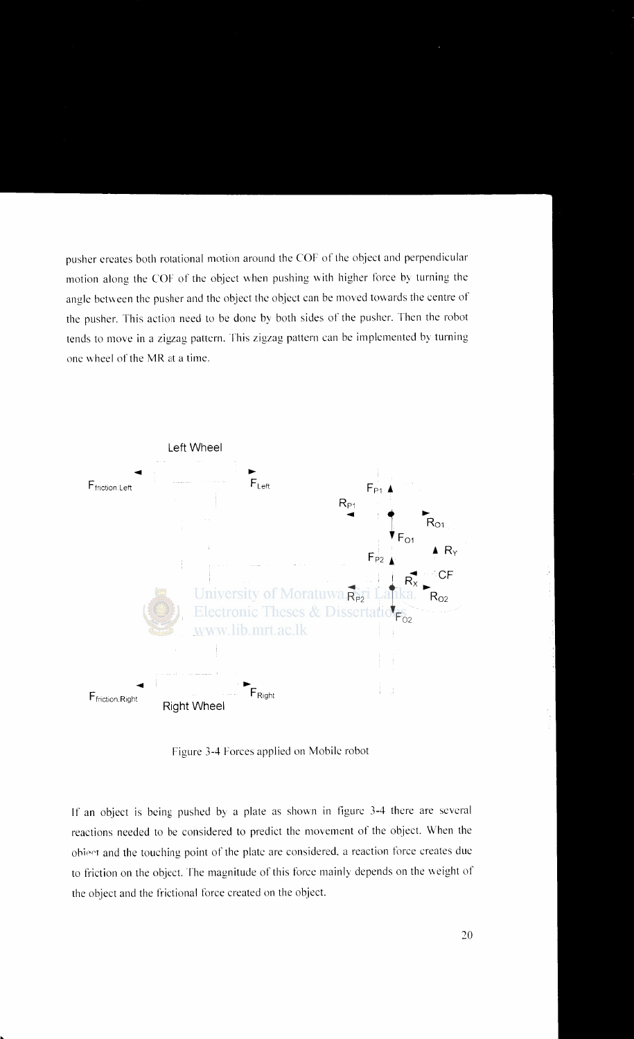pusher creates both rotational motion around the COF of the object and perpendicular motion along the COF of the object when pushing with higher force by turning the angle between the pusher and the object the object can be moved towards the centre of the pusher. This action need to be done by both sides of the pusher. Then the robot tends to move in a zigzag pattern. This zigzag pattern can be implemented by turning one wheel of the MR at a time.

Figure 3-4 Forces applied on Mobile robot

If an object is being pushed by a plate as shown in figure 3-4 there are several reactions needed to be considered to predict the movement of the object. When the object and the touching point of the plate are considered, a reaction force creates due to friction on the object. The magnitude of this force mainly depends on the weight of the object and the frictional force created on the object.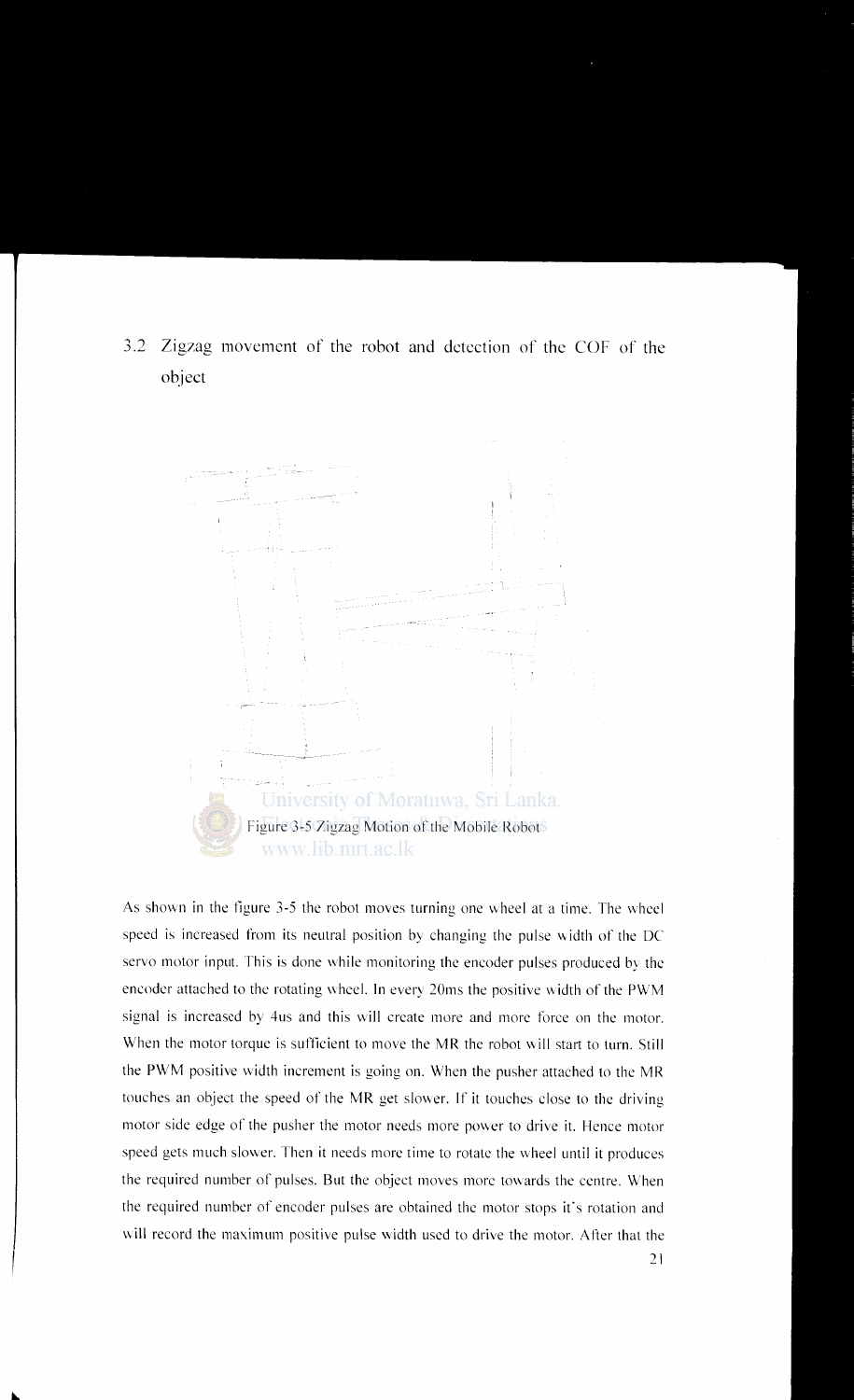## 3.2 Zigzag movement of the robot and detection of the COF of the object

Figure 3-5 Zigzag Motion of the Mobile Robot

As shown in the figure 3-5 the robot moves turning one wheel at a time. The wheel speed is increased from its neutral position by changing the pulse width of the DC servo motor input. This is done while monitoring the encoder pulses produced by the encoder attached to the rotating wheel. In every 20ms the positive width of the PWM signal is increased by 4us and this will create more and more force on the motor. When the motor torque is sufficient to move the MR the robot will start to turn. Still the PWM positive width increment is going on. When the pusher attached to the MR touches an object the speed of the MR get slower. If it touches close to the driving motor side edge of the pusher the motor needs more power to drive it. Hence motor speed gets much slower. Then it needs more time to rotate the wheel until it produces the required number of pulses. But the object moves more towards the centre. When the required number of encoder pulses are obtained the motor stops it's rotation and will record the maximum positive pulse width used to drive the motor. After that the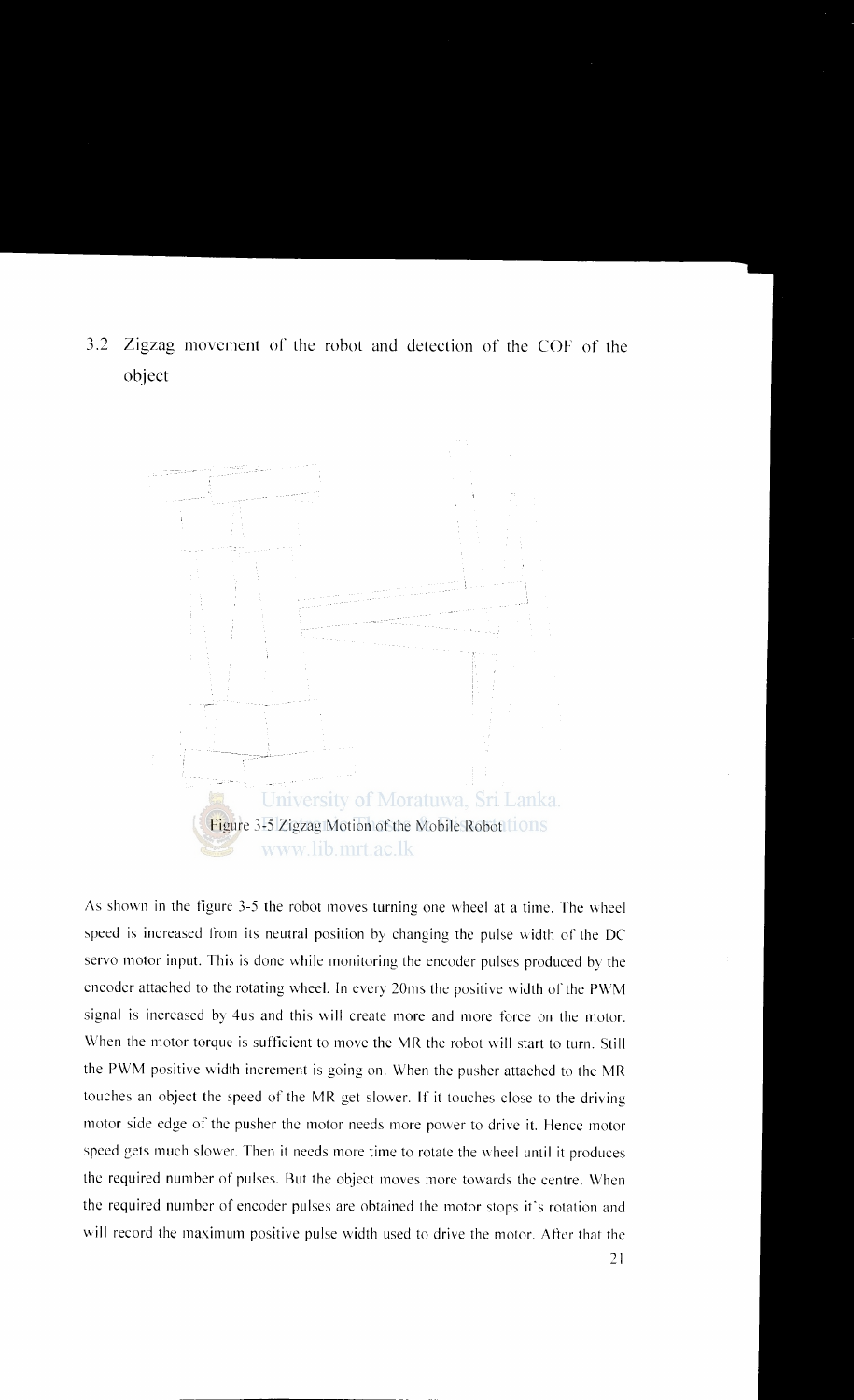## 3.2 Zigzag movement of the robot and detection of the COF of the object

Figure 3-5 Zigzag Motion of the Mobile Robot

As shown in the figure 3-5 the robot moves turning one wheel at a time. The wheel speed is increased from its neutral position by changing the pulse width of the DC servo motor input. This is done while monitoring the encoder pulses produced by the encoder attached to the rotating wheel. In every 20ms the positive width of the PWM signal is increased by 4us and this will create more and more force on the motor. When the motor torque is sufficient to move the MR the robot will start to turn. Still the PWM positive width increment is going on. When the pusher attached to the MR touches an object the speed of the MR get slower. If it touches close to the driving motor side edge of the pusher the motor needs more power to drive it. Hence motor speed gets much slower. Then it needs more time to rotate the wheel until it produces the required number of pulses. But the object moves more towards the centre. When the required number of encoder pulses are obtained the motor stops it's rotation and will record the maximum positive pulse width used to drive the motor. After that the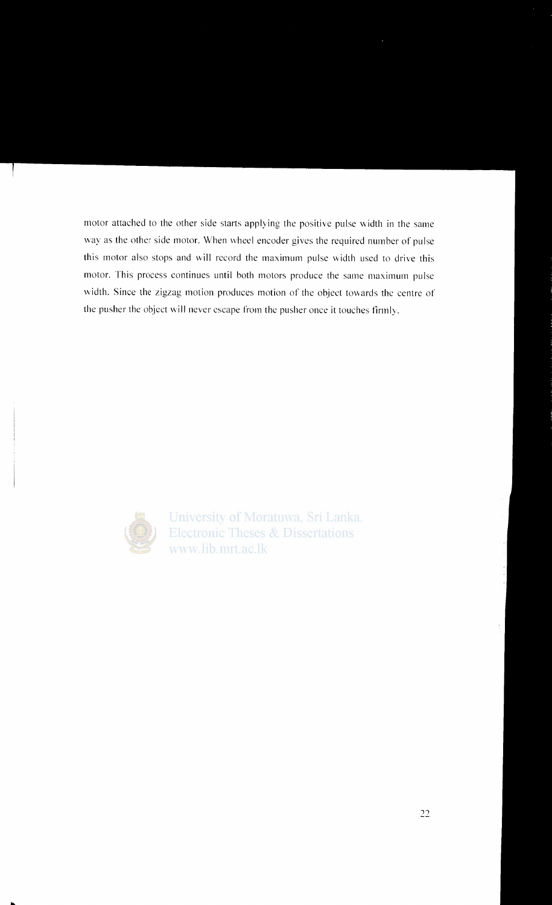motor attached to the other side starts applying the positive pulse width in the same way as the other side motor. When wheel encoder gives the required number of pulse this motor also stops and will record the maximum pulse width used to drive this motor. This process continues until both motors produce the same maximum pulse width. Since the zigzag motion produces motion of the object towards the centre of the pusher the object will never escape from the pusher once it touches firmly.